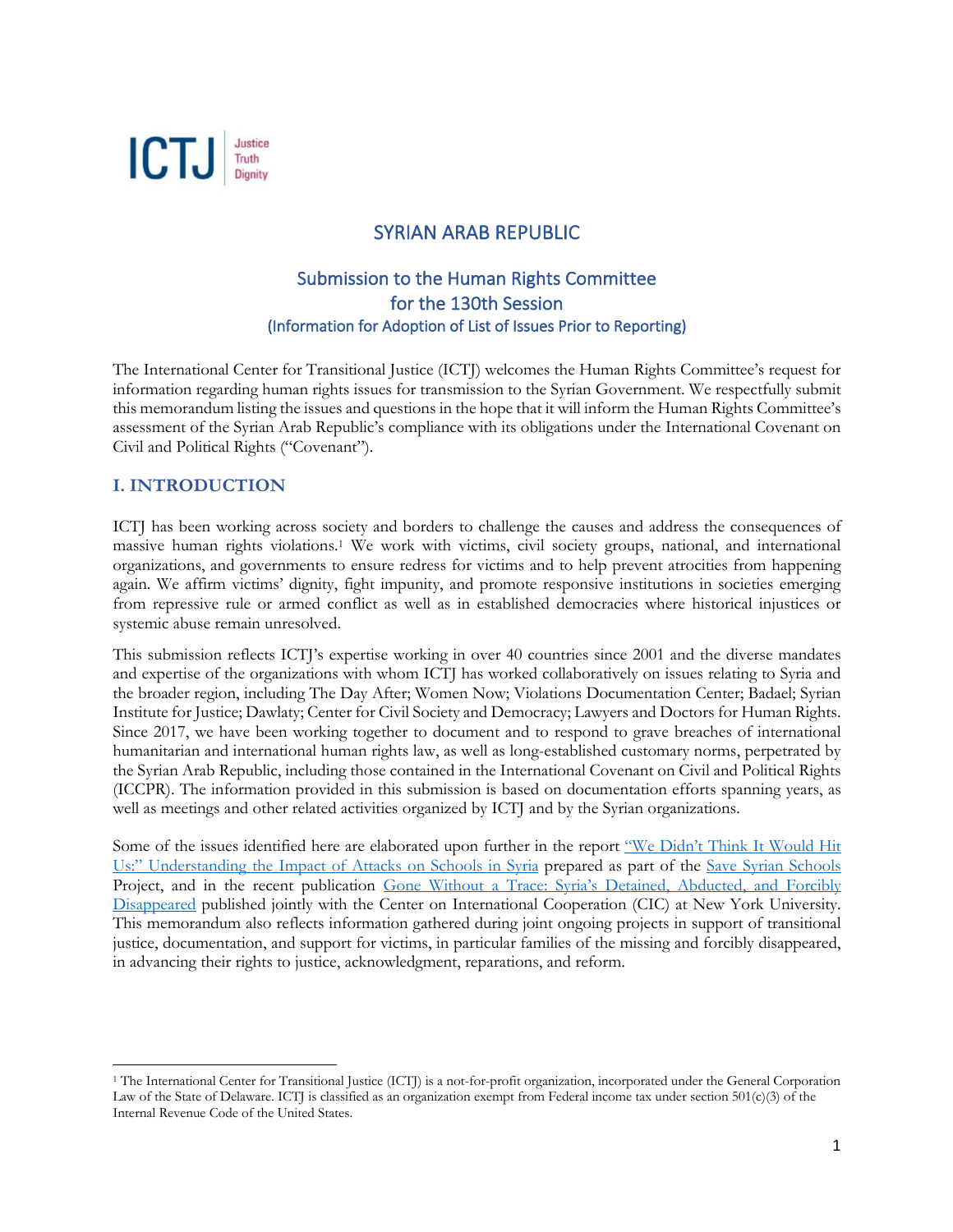ICTJ | Justice Truth Dignity

# SYRIAN ARAB REPUBLIC

## Submission to the Human Rights Committee for the 130th Session

### (Information for Adoption of List of Issues Prior to Reporting)

The International Center for Transitional Justice (ICTJ) welcomes the Human Rights Committee's request for information regarding human rights issues for transmission to the Syrian Government. We respectfully submit this memorandum listing the issues and questions in the hope that it will inform the Human Rights Committee's assessment of the Syrian Arab Republic's compliance with its obligations under the International Covenant on Civil and Political Rights ("Covenant").

## I. INTRODUCTION

ICTJ has been working across society and borders to challenge the causes and address the consequences of massive human rights violations.[1] We work with victims, civil society groups, national, and international organizations, and governments to ensure redress for victims and to help prevent atrocities from happening again. We affirm victims' dignity, fight impunity, and promote responsive institutions in societies emerging from repressive rule or armed conflict as well as in established democracies where historical injustices or systemic abuse remain unresolved.

This submission reflects ICTJ's expertise working in over 40 countries since 2001 and the diverse mandates and expertise of the organizations with whom ICTJ has worked collaboratively on issues relating to Syria and the broader region, including The Day After; Women Now; Violations Documentation Center; Badael; Syrian Institute for Justice; Dawlaty; Center for Civil Society and Democracy; Lawyers and Doctors for Human Rights. Since 2017, we have been working together to document and to respond to grave breaches of international humanitarian and international human rights law, as well as long-established customary norms, perpetrated by the Syrian Arab Republic, including those contained in the International Covenant on Civil and Political Rights (ICCPR). The information provided in this submission is based on documentation efforts spanning years, as well as meetings and other related activities organized by ICTJ and by the Syrian organizations.

Some of the issues identified here are elaborated upon further in the report "We Didn't Think It Would Hit Us:" Understanding the Impact of Attacks on Schools in Syria prepared as part of the Save Syrian Schools Project, and in the recent publication Gone Without a Trace: Syria's Detained, Abducted, and Forcibly Disappeared published jointly with the Center on International Cooperation (CIC) at New York University. This memorandum also reflects information gathered during joint ongoing projects in support of transitional justice, documentation, and support for victims, in particular families of the missing and forcibly disappeared, in advancing their rights to justice, acknowledgment, reparations, and reform.

---

[1] The International Center for Transitional Justice (ICTJ) is a not-for-profit organization, incorporated under the General Corporation Law of the State of Delaware. ICTJ is classified as an organization exempt from Federal income tax under section 501(c)(3) of the Internal Revenue Code of the United States.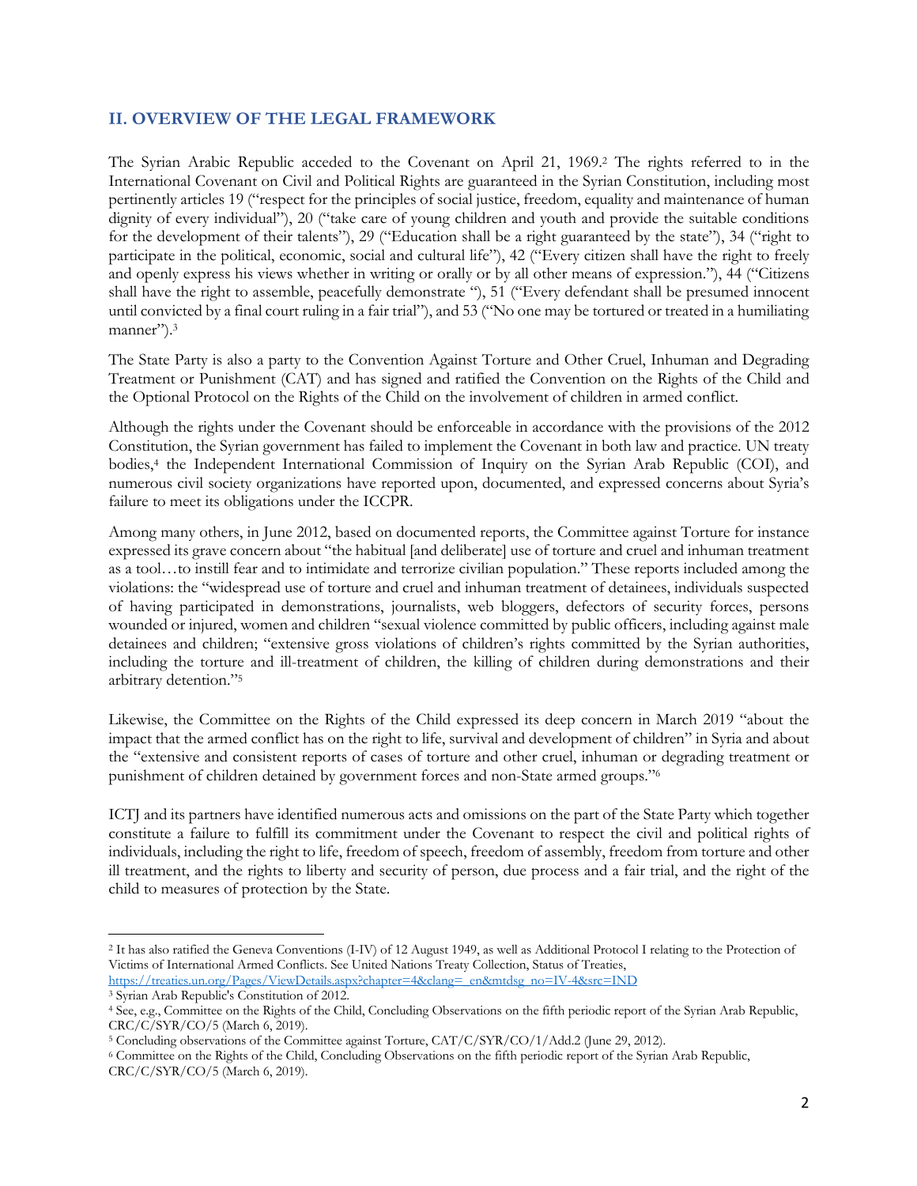## II. OVERVIEW OF THE LEGAL FRAMEWORK

The Syrian Arabic Republic acceded to the Covenant on April 21, 1969.[2] The rights referred to in the International Covenant on Civil and Political Rights are guaranteed in the Syrian Constitution, including most pertinently articles 19 ("respect for the principles of social justice, freedom, equality and maintenance of human dignity of every individual"), 20 ("take care of young children and youth and provide the suitable conditions for the development of their talents"), 29 ("Education shall be a right guaranteed by the state"), 34 ("right to participate in the political, economic, social and cultural life"), 42 ("Every citizen shall have the right to freely and openly express his views whether in writing or orally or by all other means of expression."), 44 ("Citizens shall have the right to assemble, peacefully demonstrate "), 51 ("Every defendant shall be presumed innocent until convicted by a final court ruling in a fair trial"), and 53 ("No one may be tortured or treated in a humiliating manner").[3]

The State Party is also a party to the Convention Against Torture and Other Cruel, Inhuman and Degrading Treatment or Punishment (CAT) and has signed and ratified the Convention on the Rights of the Child and the Optional Protocol on the Rights of the Child on the involvement of children in armed conflict.

Although the rights under the Covenant should be enforceable in accordance with the provisions of the 2012 Constitution, the Syrian government has failed to implement the Covenant in both law and practice. UN treaty bodies,[4] the Independent International Commission of Inquiry on the Syrian Arab Republic (COI), and numerous civil society organizations have reported upon, documented, and expressed concerns about Syria's failure to meet its obligations under the ICCPR.

Among many others, in June 2012, based on documented reports, the Committee against Torture for instance expressed its grave concern about "the habitual [and deliberate] use of torture and cruel and inhuman treatment as a tool…to instill fear and to intimidate and terrorize civilian population." These reports included among the violations: the "widespread use of torture and cruel and inhuman treatment of detainees, individuals suspected of having participated in demonstrations, journalists, web bloggers, defectors of security forces, persons wounded or injured, women and children "sexual violence committed by public officers, including against male detainees and children; "extensive gross violations of children's rights committed by the Syrian authorities, including the torture and ill-treatment of children, the killing of children during demonstrations and their arbitrary detention."[5]

Likewise, the Committee on the Rights of the Child expressed its deep concern in March 2019 "about the impact that the armed conflict has on the right to life, survival and development of children" in Syria and about the "extensive and consistent reports of cases of torture and other cruel, inhuman or degrading treatment or punishment of children detained by government forces and non-State armed groups."[6]

ICTJ and its partners have identified numerous acts and omissions on the part of the State Party which together constitute a failure to fulfill its commitment under the Covenant to respect the civil and political rights of individuals, including the right to life, freedom of speech, freedom of assembly, freedom from torture and other ill treatment, and the rights to liberty and security of person, due process and a fair trial, and the right of the child to measures of protection by the State.

---

[2] It has also ratified the Geneva Conventions (I-IV) of 12 August 1949, as well as Additional Protocol I relating to the Protection of Victims of International Armed Conflicts. See United Nations Treaty Collection, Status of Treaties, https://treaties.un.org/Pages/ViewDetails.aspx?chapter=4&clang=_en&mtdsg_no=IV-4&src=IND

[3] Syrian Arab Republic's Constitution of 2012.

[4] See, e.g., Committee on the Rights of the Child, Concluding Observations on the fifth periodic report of the Syrian Arab Republic, CRC/C/SYR/CO/5 (March 6, 2019).

[5] Concluding observations of the Committee against Torture, CAT/C/SYR/CO/1/Add.2 (June 29, 2012).

[6] Committee on the Rights of the Child, Concluding Observations on the fifth periodic report of the Syrian Arab Republic, CRC/C/SYR/CO/5 (March 6, 2019).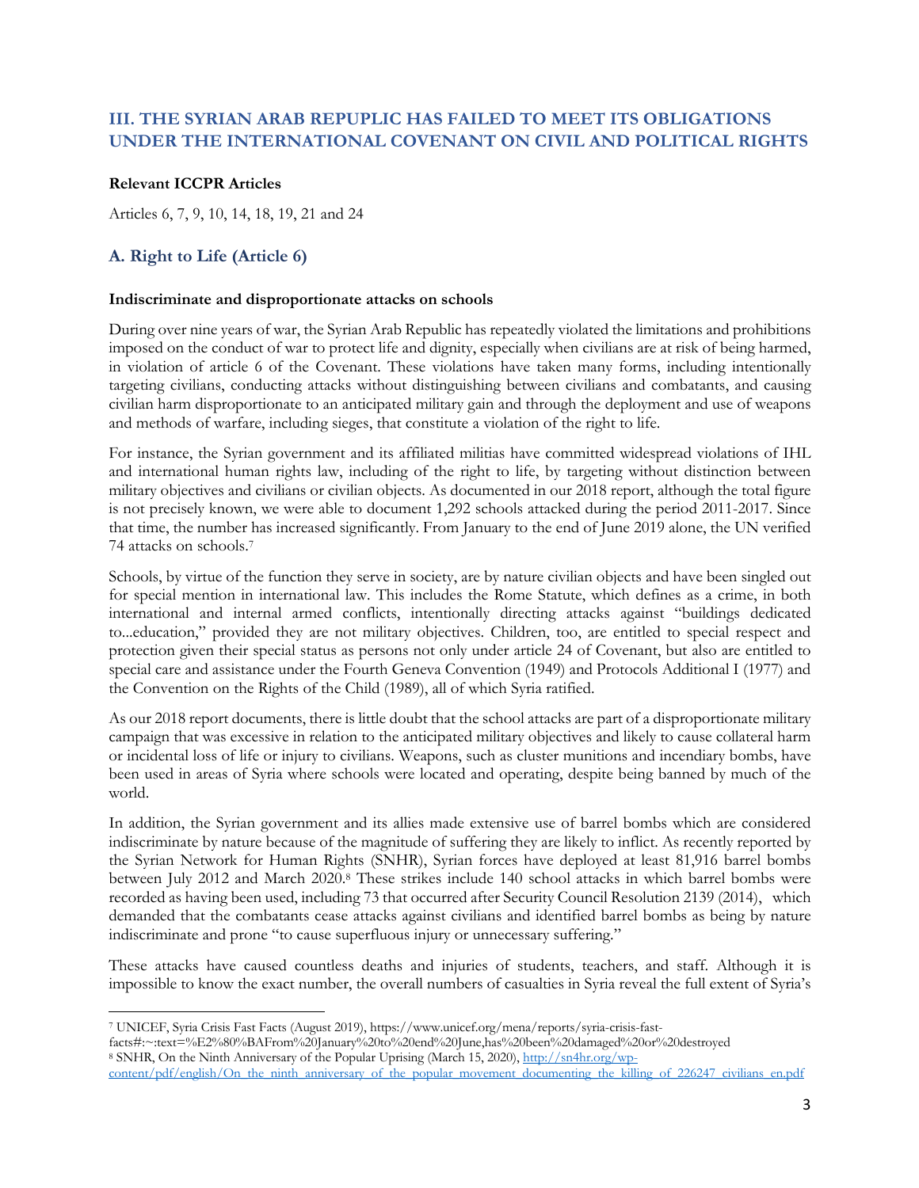## III. THE SYRIAN ARAB REPUPLIC HAS FAILED TO MEET ITS OBLIGATIONS UNDER THE INTERNATIONAL COVENANT ON CIVIL AND POLITICAL RIGHTS

**Relevant ICCPR Articles**

Articles 6, 7, 9, 10, 14, 18, 19, 21 and 24

### A. Right to Life (Article 6)

**Indiscriminate and disproportionate attacks on schools**

During over nine years of war, the Syrian Arab Republic has repeatedly violated the limitations and prohibitions imposed on the conduct of war to protect life and dignity, especially when civilians are at risk of being harmed, in violation of article 6 of the Covenant. These violations have taken many forms, including intentionally targeting civilians, conducting attacks without distinguishing between civilians and combatants, and causing civilian harm disproportionate to an anticipated military gain and through the deployment and use of weapons and methods of warfare, including sieges, that constitute a violation of the right to life.

For instance, the Syrian government and its affiliated militias have committed widespread violations of IHL and international human rights law, including of the right to life, by targeting without distinction between military objectives and civilians or civilian objects. As documented in our 2018 report, although the total figure is not precisely known, we were able to document 1,292 schools attacked during the period 2011-2017. Since that time, the number has increased significantly. From January to the end of June 2019 alone, the UN verified 74 attacks on schools.[7]

Schools, by virtue of the function they serve in society, are by nature civilian objects and have been singled out for special mention in international law. This includes the Rome Statute, which defines as a crime, in both international and internal armed conflicts, intentionally directing attacks against "buildings dedicated to...education," provided they are not military objectives. Children, too, are entitled to special respect and protection given their special status as persons not only under article 24 of Covenant, but also are entitled to special care and assistance under the Fourth Geneva Convention (1949) and Protocols Additional I (1977) and the Convention on the Rights of the Child (1989), all of which Syria ratified.

As our 2018 report documents, there is little doubt that the school attacks are part of a disproportionate military campaign that was excessive in relation to the anticipated military objectives and likely to cause collateral harm or incidental loss of life or injury to civilians. Weapons, such as cluster munitions and incendiary bombs, have been used in areas of Syria where schools were located and operating, despite being banned by much of the world.

In addition, the Syrian government and its allies made extensive use of barrel bombs which are considered indiscriminate by nature because of the magnitude of suffering they are likely to inflict. As recently reported by the Syrian Network for Human Rights (SNHR), Syrian forces have deployed at least 81,916 barrel bombs between July 2012 and March 2020.[8] These strikes include 140 school attacks in which barrel bombs were recorded as having been used, including 73 that occurred after Security Council Resolution 2139 (2014), which demanded that the combatants cease attacks against civilians and identified barrel bombs as being by nature indiscriminate and prone "to cause superfluous injury or unnecessary suffering."

These attacks have caused countless deaths and injuries of students, teachers, and staff. Although it is impossible to know the exact number, the overall numbers of casualties in Syria reveal the full extent of Syria's

---

[7] UNICEF, Syria Crisis Fast Facts (August 2019), https://www.unicef.org/mena/reports/syria-crisis-fast-facts#:~:text=%E2%80%BAFrom%20January%20to%20end%20June,has%20been%20damaged%20or%20destroyed

[8] SNHR, On the Ninth Anniversary of the Popular Uprising (March 15, 2020), http://sn4hr.org/wp-content/pdf/english/On_the_ninth_anniversary_of_the_popular_movement_documenting_the_killing_of_226247_civilians_en.pdf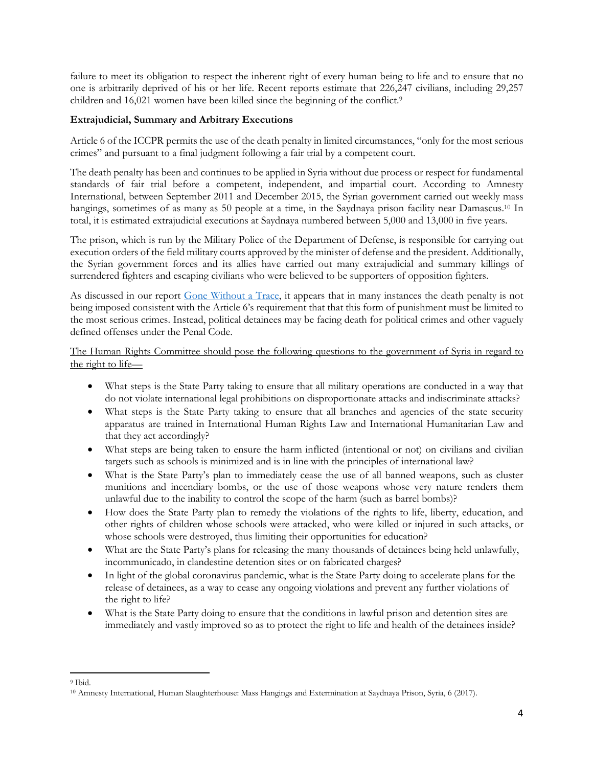failure to meet its obligation to respect the inherent right of every human being to life and to ensure that no one is arbitrarily deprived of his or her life. Recent reports estimate that 226,247 civilians, including 29,257 children and 16,021 women have been killed since the beginning of the conflict.[9]

**Extrajudicial, Summary and Arbitrary Executions**

Article 6 of the ICCPR permits the use of the death penalty in limited circumstances, "only for the most serious crimes" and pursuant to a final judgment following a fair trial by a competent court.

The death penalty has been and continues to be applied in Syria without due process or respect for fundamental standards of fair trial before a competent, independent, and impartial court. According to Amnesty International, between September 2011 and December 2015, the Syrian government carried out weekly mass hangings, sometimes of as many as 50 people at a time, in the Saydnaya prison facility near Damascus.[10] In total, it is estimated extrajudicial executions at Saydnaya numbered between 5,000 and 13,000 in five years.

The prison, which is run by the Military Police of the Department of Defense, is responsible for carrying out execution orders of the field military courts approved by the minister of defense and the president. Additionally, the Syrian government forces and its allies have carried out many extrajudicial and summary killings of surrendered fighters and escaping civilians who were believed to be supporters of opposition fighters.

As discussed in our report [Gone Without a Trace](), it appears that in many instances the death penalty is not being imposed consistent with the Article 6's requirement that that this form of punishment must be limited to the most serious crimes. Instead, political detainees may be facing death for political crimes and other vaguely defined offenses under the Penal Code.

<u>The Human Rights Committee should pose the following questions to the government of Syria in regard to the right to life—</u>

- What steps is the State Party taking to ensure that all military operations are conducted in a way that do not violate international legal prohibitions on disproportionate attacks and indiscriminate attacks?
- What steps is the State Party taking to ensure that all branches and agencies of the state security apparatus are trained in International Human Rights Law and International Humanitarian Law and that they act accordingly?
- What steps are being taken to ensure the harm inflicted (intentional or not) on civilians and civilian targets such as schools is minimized and is in line with the principles of international law?
- What is the State Party's plan to immediately cease the use of all banned weapons, such as cluster munitions and incendiary bombs, or the use of those weapons whose very nature renders them unlawful due to the inability to control the scope of the harm (such as barrel bombs)?
- How does the State Party plan to remedy the violations of the rights to life, liberty, education, and other rights of children whose schools were attacked, who were killed or injured in such attacks, or whose schools were destroyed, thus limiting their opportunities for education?
- What are the State Party's plans for releasing the many thousands of detainees being held unlawfully, incommunicado, in clandestine detention sites or on fabricated charges?
- In light of the global coronavirus pandemic, what is the State Party doing to accelerate plans for the release of detainees, as a way to cease any ongoing violations and prevent any further violations of the right to life?
- What is the State Party doing to ensure that the conditions in lawful prison and detention sites are immediately and vastly improved so as to protect the right to life and health of the detainees inside?

---

[9] Ibid.

[10] Amnesty International, Human Slaughterhouse: Mass Hangings and Extermination at Saydnaya Prison, Syria, 6 (2017).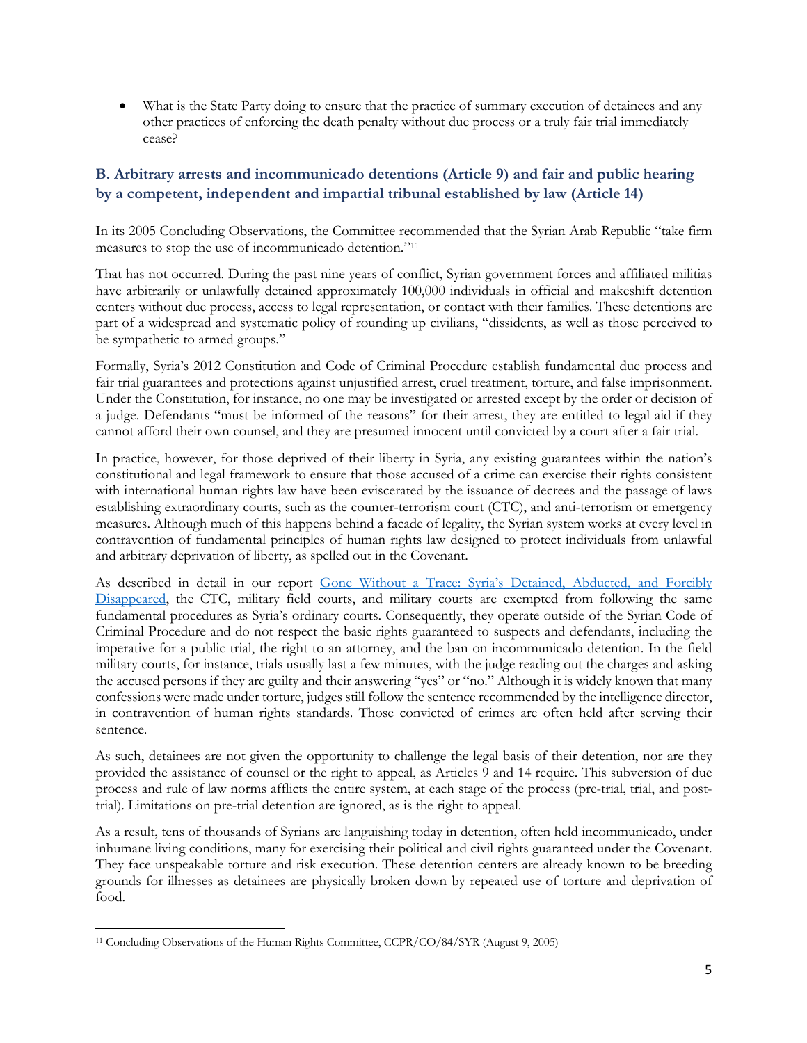- What is the State Party doing to ensure that the practice of summary execution of detainees and any other practices of enforcing the death penalty without due process or a truly fair trial immediately cease?

## B. Arbitrary arrests and incommunicado detentions (Article 9) and fair and public hearing by a competent, independent and impartial tribunal established by law (Article 14)

In its 2005 Concluding Observations, the Committee recommended that the Syrian Arab Republic "take firm measures to stop the use of incommunicado detention."[11]

That has not occurred. During the past nine years of conflict, Syrian government forces and affiliated militias have arbitrarily or unlawfully detained approximately 100,000 individuals in official and makeshift detention centers without due process, access to legal representation, or contact with their families. These detentions are part of a widespread and systematic policy of rounding up civilians, "dissidents, as well as those perceived to be sympathetic to armed groups."

Formally, Syria's 2012 Constitution and Code of Criminal Procedure establish fundamental due process and fair trial guarantees and protections against unjustified arrest, cruel treatment, torture, and false imprisonment. Under the Constitution, for instance, no one may be investigated or arrested except by the order or decision of a judge. Defendants "must be informed of the reasons" for their arrest, they are entitled to legal aid if they cannot afford their own counsel, and they are presumed innocent until convicted by a court after a fair trial.

In practice, however, for those deprived of their liberty in Syria, any existing guarantees within the nation's constitutional and legal framework to ensure that those accused of a crime can exercise their rights consistent with international human rights law have been eviscerated by the issuance of decrees and the passage of laws establishing extraordinary courts, such as the counter-terrorism court (CTC), and anti-terrorism or emergency measures. Although much of this happens behind a facade of legality, the Syrian system works at every level in contravention of fundamental principles of human rights law designed to protect individuals from unlawful and arbitrary deprivation of liberty, as spelled out in the Covenant.

As described in detail in our report Gone Without a Trace: Syria's Detained, Abducted, and Forcibly Disappeared, the CTC, military field courts, and military courts are exempted from following the same fundamental procedures as Syria's ordinary courts. Consequently, they operate outside of the Syrian Code of Criminal Procedure and do not respect the basic rights guaranteed to suspects and defendants, including the imperative for a public trial, the right to an attorney, and the ban on incommunicado detention. In the field military courts, for instance, trials usually last a few minutes, with the judge reading out the charges and asking the accused persons if they are guilty and their answering "yes" or "no." Although it is widely known that many confessions were made under torture, judges still follow the sentence recommended by the intelligence director, in contravention of human rights standards. Those convicted of crimes are often held after serving their sentence.

As such, detainees are not given the opportunity to challenge the legal basis of their detention, nor are they provided the assistance of counsel or the right to appeal, as Articles 9 and 14 require. This subversion of due process and rule of law norms afflicts the entire system, at each stage of the process (pre-trial, trial, and post-trial). Limitations on pre-trial detention are ignored, as is the right to appeal.

As a result, tens of thousands of Syrians are languishing today in detention, often held incommunicado, under inhumane living conditions, many for exercising their political and civil rights guaranteed under the Covenant. They face unspeakable torture and risk execution. These detention centers are already known to be breeding grounds for illnesses as detainees are physically broken down by repeated use of torture and deprivation of food.

---

[11] Concluding Observations of the Human Rights Committee, CCPR/CO/84/SYR (August 9, 2005)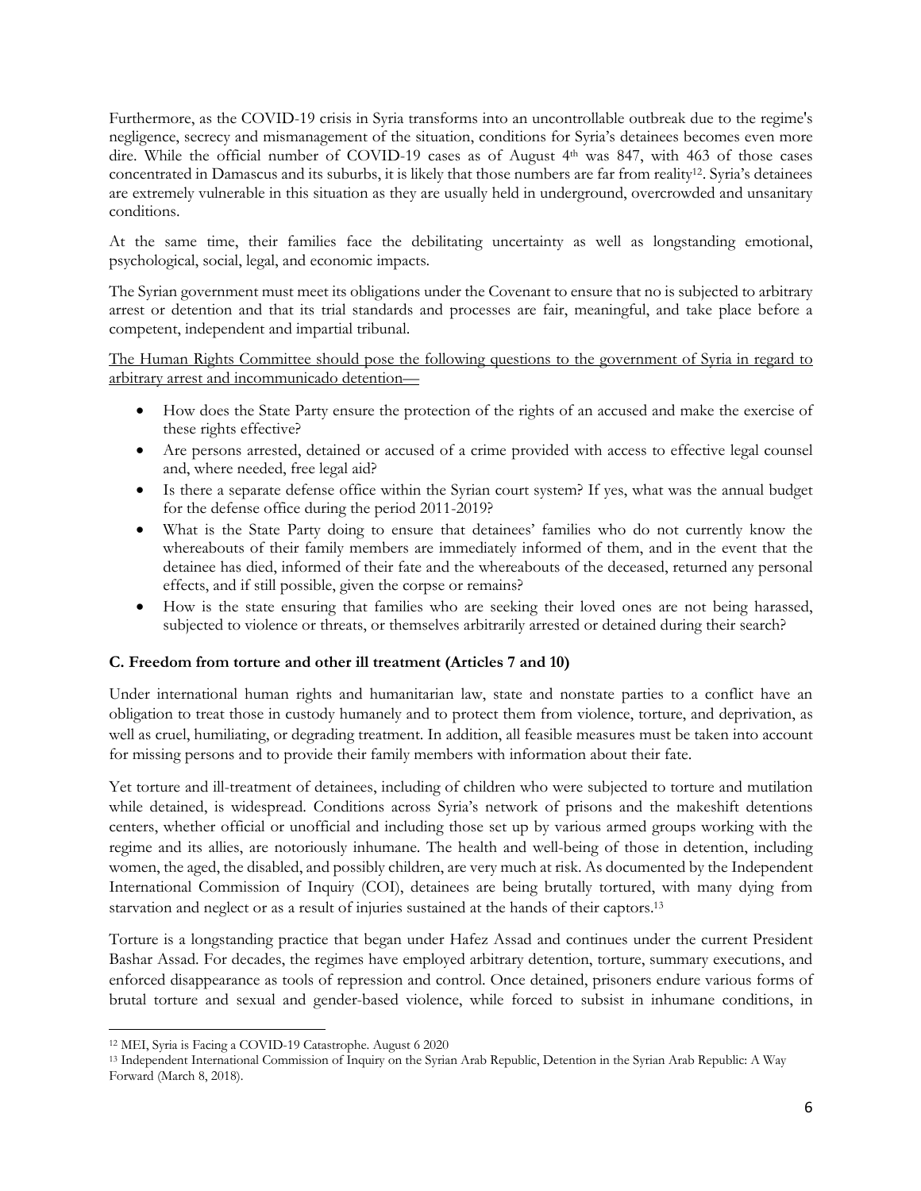Furthermore, as the COVID-19 crisis in Syria transforms into an uncontrollable outbreak due to the regime's negligence, secrecy and mismanagement of the situation, conditions for Syria's detainees becomes even more dire. While the official number of COVID-19 cases as of August 4th was 847, with 463 of those cases concentrated in Damascus and its suburbs, it is likely that those numbers are far from reality[12]. Syria's detainees are extremely vulnerable in this situation as they are usually held in underground, overcrowded and unsanitary conditions.

At the same time, their families face the debilitating uncertainty as well as longstanding emotional, psychological, social, legal, and economic impacts.

The Syrian government must meet its obligations under the Covenant to ensure that no is subjected to arbitrary arrest or detention and that its trial standards and processes are fair, meaningful, and take place before a competent, independent and impartial tribunal.

<u>The Human Rights Committee should pose the following questions to the government of Syria in regard to arbitrary arrest and incommunicado detention—</u>

- How does the State Party ensure the protection of the rights of an accused and make the exercise of these rights effective?
- Are persons arrested, detained or accused of a crime provided with access to effective legal counsel and, where needed, free legal aid?
- Is there a separate defense office within the Syrian court system? If yes, what was the annual budget for the defense office during the period 2011-2019?
- What is the State Party doing to ensure that detainees' families who do not currently know the whereabouts of their family members are immediately informed of them, and in the event that the detainee has died, informed of their fate and the whereabouts of the deceased, returned any personal effects, and if still possible, given the corpse or remains?
- How is the state ensuring that families who are seeking their loved ones are not being harassed, subjected to violence or threats, or themselves arbitrarily arrested or detained during their search?

### C. Freedom from torture and other ill treatment (Articles 7 and 10)

Under international human rights and humanitarian law, state and nonstate parties to a conflict have an obligation to treat those in custody humanely and to protect them from violence, torture, and deprivation, as well as cruel, humiliating, or degrading treatment. In addition, all feasible measures must be taken into account for missing persons and to provide their family members with information about their fate.

Yet torture and ill-treatment of detainees, including of children who were subjected to torture and mutilation while detained, is widespread. Conditions across Syria's network of prisons and the makeshift detentions centers, whether official or unofficial and including those set up by various armed groups working with the regime and its allies, are notoriously inhumane. The health and well-being of those in detention, including women, the aged, the disabled, and possibly children, are very much at risk. As documented by the Independent International Commission of Inquiry (COI), detainees are being brutally tortured, with many dying from starvation and neglect or as a result of injuries sustained at the hands of their captors.[13]

Torture is a longstanding practice that began under Hafez Assad and continues under the current President Bashar Assad. For decades, the regimes have employed arbitrary detention, torture, summary executions, and enforced disappearance as tools of repression and control. Once detained, prisoners endure various forms of brutal torture and sexual and gender-based violence, while forced to subsist in inhumane conditions, in

---

[12] MEI, Syria is Facing a COVID-19 Catastrophe. August 6 2020

[13] Independent International Commission of Inquiry on the Syrian Arab Republic, Detention in the Syrian Arab Republic: A Way Forward (March 8, 2018).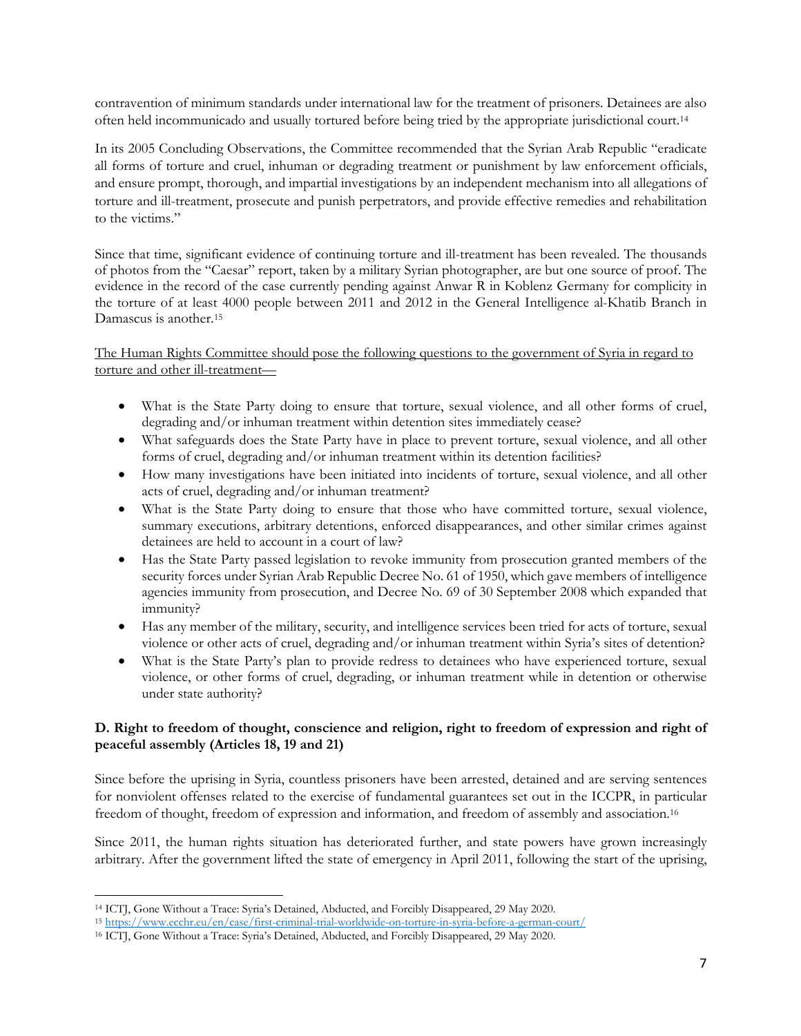contravention of minimum standards under international law for the treatment of prisoners. Detainees are also often held incommunicado and usually tortured before being tried by the appropriate jurisdictional court.[14]

In its 2005 Concluding Observations, the Committee recommended that the Syrian Arab Republic "eradicate all forms of torture and cruel, inhuman or degrading treatment or punishment by law enforcement officials, and ensure prompt, thorough, and impartial investigations by an independent mechanism into all allegations of torture and ill-treatment, prosecute and punish perpetrators, and provide effective remedies and rehabilitation to the victims."

Since that time, significant evidence of continuing torture and ill-treatment has been revealed. The thousands of photos from the "Caesar" report, taken by a military Syrian photographer, are but one source of proof. The evidence in the record of the case currently pending against Anwar R in Koblenz Germany for complicity in the torture of at least 4000 people between 2011 and 2012 in the General Intelligence al-Khatib Branch in Damascus is another.[15]

<u>The Human Rights Committee should pose the following questions to the government of Syria in regard to torture and other ill-treatment—</u>

- What is the State Party doing to ensure that torture, sexual violence, and all other forms of cruel, degrading and/or inhuman treatment within detention sites immediately cease?
- What safeguards does the State Party have in place to prevent torture, sexual violence, and all other forms of cruel, degrading and/or inhuman treatment within its detention facilities?
- How many investigations have been initiated into incidents of torture, sexual violence, and all other acts of cruel, degrading and/or inhuman treatment?
- What is the State Party doing to ensure that those who have committed torture, sexual violence, summary executions, arbitrary detentions, enforced disappearances, and other similar crimes against detainees are held to account in a court of law?
- Has the State Party passed legislation to revoke immunity from prosecution granted members of the security forces under Syrian Arab Republic Decree No. 61 of 1950, which gave members of intelligence agencies immunity from prosecution, and Decree No. 69 of 30 September 2008 which expanded that immunity?
- Has any member of the military, security, and intelligence services been tried for acts of torture, sexual violence or other acts of cruel, degrading and/or inhuman treatment within Syria's sites of detention?
- What is the State Party's plan to provide redress to detainees who have experienced torture, sexual violence, or other forms of cruel, degrading, or inhuman treatment while in detention or otherwise under state authority?

### D. Right to freedom of thought, conscience and religion, right to freedom of expression and right of peaceful assembly (Articles 18, 19 and 21)

Since before the uprising in Syria, countless prisoners have been arrested, detained and are serving sentences for nonviolent offenses related to the exercise of fundamental guarantees set out in the ICCPR, in particular freedom of thought, freedom of expression and information, and freedom of assembly and association.[16]

Since 2011, the human rights situation has deteriorated further, and state powers have grown increasingly arbitrary. After the government lifted the state of emergency in April 2011, following the start of the uprising,

---

[14] ICTJ, Gone Without a Trace: Syria's Detained, Abducted, and Forcibly Disappeared, 29 May 2020.

[15] https://www.ecchr.eu/en/case/first-criminal-trial-worldwide-on-torture-in-syria-before-a-german-court/

[16] ICTJ, Gone Without a Trace: Syria's Detained, Abducted, and Forcibly Disappeared, 29 May 2020.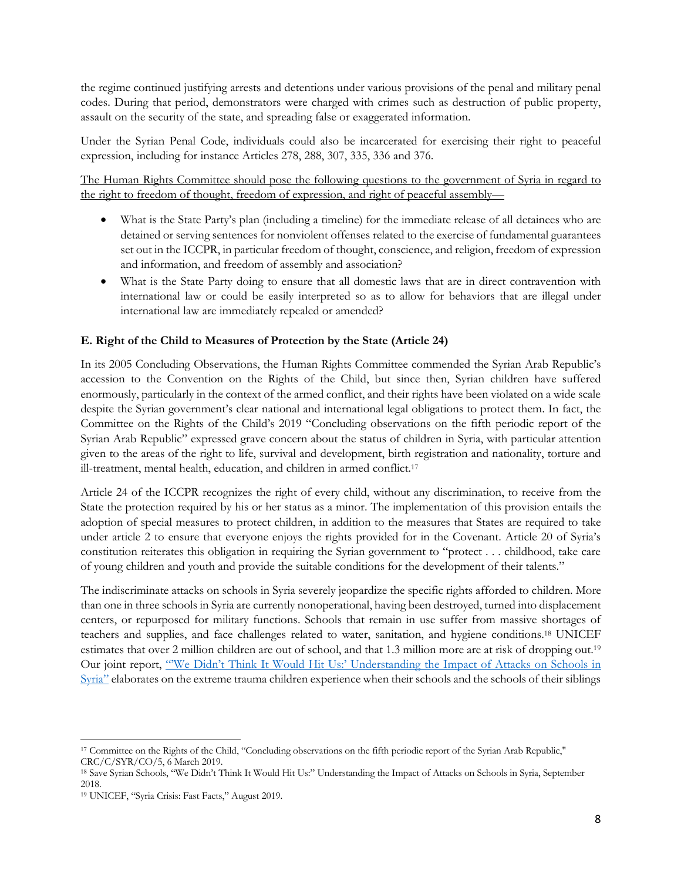the regime continued justifying arrests and detentions under various provisions of the penal and military penal codes. During that period, demonstrators were charged with crimes such as destruction of public property, assault on the security of the state, and spreading false or exaggerated information.

Under the Syrian Penal Code, individuals could also be incarcerated for exercising their right to peaceful expression, including for instance Articles 278, 288, 307, 335, 336 and 376.

The Human Rights Committee should pose the following questions to the government of Syria in regard to the right to freedom of thought, freedom of expression, and right of peaceful assembly—

- What is the State Party's plan (including a timeline) for the immediate release of all detainees who are detained or serving sentences for nonviolent offenses related to the exercise of fundamental guarantees set out in the ICCPR, in particular freedom of thought, conscience, and religion, freedom of expression and information, and freedom of assembly and association?
- What is the State Party doing to ensure that all domestic laws that are in direct contravention with international law or could be easily interpreted so as to allow for behaviors that are illegal under international law are immediately repealed or amended?

**E. Right of the Child to Measures of Protection by the State (Article 24)**

In its 2005 Concluding Observations, the Human Rights Committee commended the Syrian Arab Republic's accession to the Convention on the Rights of the Child, but since then, Syrian children have suffered enormously, particularly in the context of the armed conflict, and their rights have been violated on a wide scale despite the Syrian government's clear national and international legal obligations to protect them. In fact, the Committee on the Rights of the Child's 2019 "Concluding observations on the fifth periodic report of the Syrian Arab Republic" expressed grave concern about the status of children in Syria, with particular attention given to the areas of the right to life, survival and development, birth registration and nationality, torture and ill-treatment, mental health, education, and children in armed conflict.[17]

Article 24 of the ICCPR recognizes the right of every child, without any discrimination, to receive from the State the protection required by his or her status as a minor. The implementation of this provision entails the adoption of special measures to protect children, in addition to the measures that States are required to take under article 2 to ensure that everyone enjoys the rights provided for in the Covenant. Article 20 of Syria's constitution reiterates this obligation in requiring the Syrian government to "protect . . . childhood, take care of young children and youth and provide the suitable conditions for the development of their talents."

The indiscriminate attacks on schools in Syria severely jeopardize the specific rights afforded to children. More than one in three schools in Syria are currently nonoperational, having been destroyed, turned into displacement centers, or repurposed for military functions. Schools that remain in use suffer from massive shortages of teachers and supplies, and face challenges related to water, sanitation, and hygiene conditions.[18] UNICEF estimates that over 2 million children are out of school, and that 1.3 million more are at risk of dropping out.[19] Our joint report, "'We Didn't Think It Would Hit Us:' Understanding the Impact of Attacks on Schools in Syria" elaborates on the extreme trauma children experience when their schools and the schools of their siblings

---

[17] Committee on the Rights of the Child, "Concluding observations on the fifth periodic report of the Syrian Arab Republic," CRC/C/SYR/CO/5, 6 March 2019.

[18] Save Syrian Schools, "We Didn't Think It Would Hit Us:" Understanding the Impact of Attacks on Schools in Syria, September 2018.

[19] UNICEF, "Syria Crisis: Fast Facts," August 2019.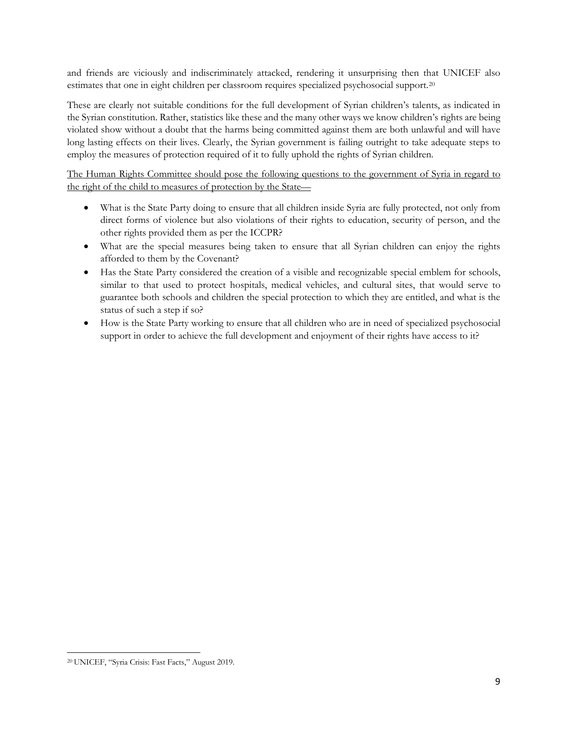and friends are viciously and indiscriminately attacked, rendering it unsurprising then that UNICEF also estimates that one in eight children per classroom requires specialized psychosocial support.[20]

These are clearly not suitable conditions for the full development of Syrian children's talents, as indicated in the Syrian constitution. Rather, statistics like these and the many other ways we know children's rights are being violated show without a doubt that the harms being committed against them are both unlawful and will have long lasting effects on their lives. Clearly, the Syrian government is failing outright to take adequate steps to employ the measures of protection required of it to fully uphold the rights of Syrian children.

<u>The Human Rights Committee should pose the following questions to the government of Syria in regard to the right of the child to measures of protection by the State—</u>

- What is the State Party doing to ensure that all children inside Syria are fully protected, not only from direct forms of violence but also violations of their rights to education, security of person, and the other rights provided them as per the ICCPR?
- What are the special measures being taken to ensure that all Syrian children can enjoy the rights afforded to them by the Covenant?
- Has the State Party considered the creation of a visible and recognizable special emblem for schools, similar to that used to protect hospitals, medical vehicles, and cultural sites, that would serve to guarantee both schools and children the special protection to which they are entitled, and what is the status of such a step if so?
- How is the State Party working to ensure that all children who are in need of specialized psychosocial support in order to achieve the full development and enjoyment of their rights have access to it?

---

[20] UNICEF, "Syria Crisis: Fast Facts," August 2019.